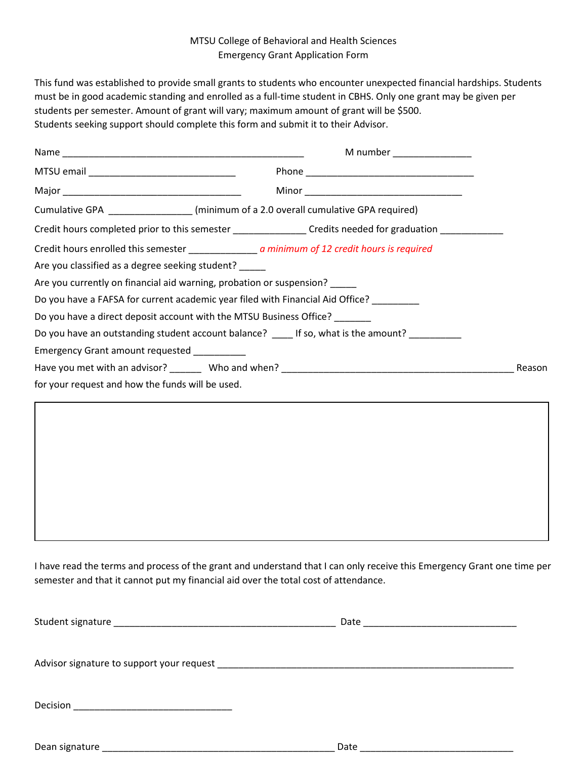MTSU College of Behavioral and Health Sciences
Emergency Grant Application Form

This fund was established to provide small grants to students who encounter unexpected financial hardships. Students must be in good academic standing and enrolled as a full-time student in CBHS. Only one grant may be given per students per semester. Amount of grant will vary; maximum amount of grant will be $500.
Students seeking support should complete this form and submit it to their Advisor.

Name _______________________________________________ M number _______________

MTSU email ____________________________ Phone ________________________________

Major __________________________________ Minor ______________________________

Cumulative GPA ________________ (minimum of a 2.0 overall cumulative GPA required)

Credit hours completed prior to this semester ______________ Credits needed for graduation ____________

Credit hours enrolled this semester _____________ *a minimum of 12 credit hours is required*

Are you classified as a degree seeking student? _____

Are you currently on financial aid warning, probation or suspension? _____

Do you have a FAFSA for current academic year filed with Financial Aid Office? _________

Do you have a direct deposit account with the MTSU Business Office? _______

Do you have an outstanding student account balance? ____ If so, what is the amount? __________

Emergency Grant amount requested __________

Have you met with an advisor? ______ Who and when? ____________________________________________ Reason for your request and how the funds will be used.

I have read the terms and process of the grant and understand that I can only receive this Emergency Grant one time per semester and that it cannot put my financial aid over the total cost of attendance.

Student signature ___________________________________________ Date _____________________________

Advisor signature to support your request __________________________________________________________

Decision ______________________________

Dean signature ______________________________________________ Date ______________________________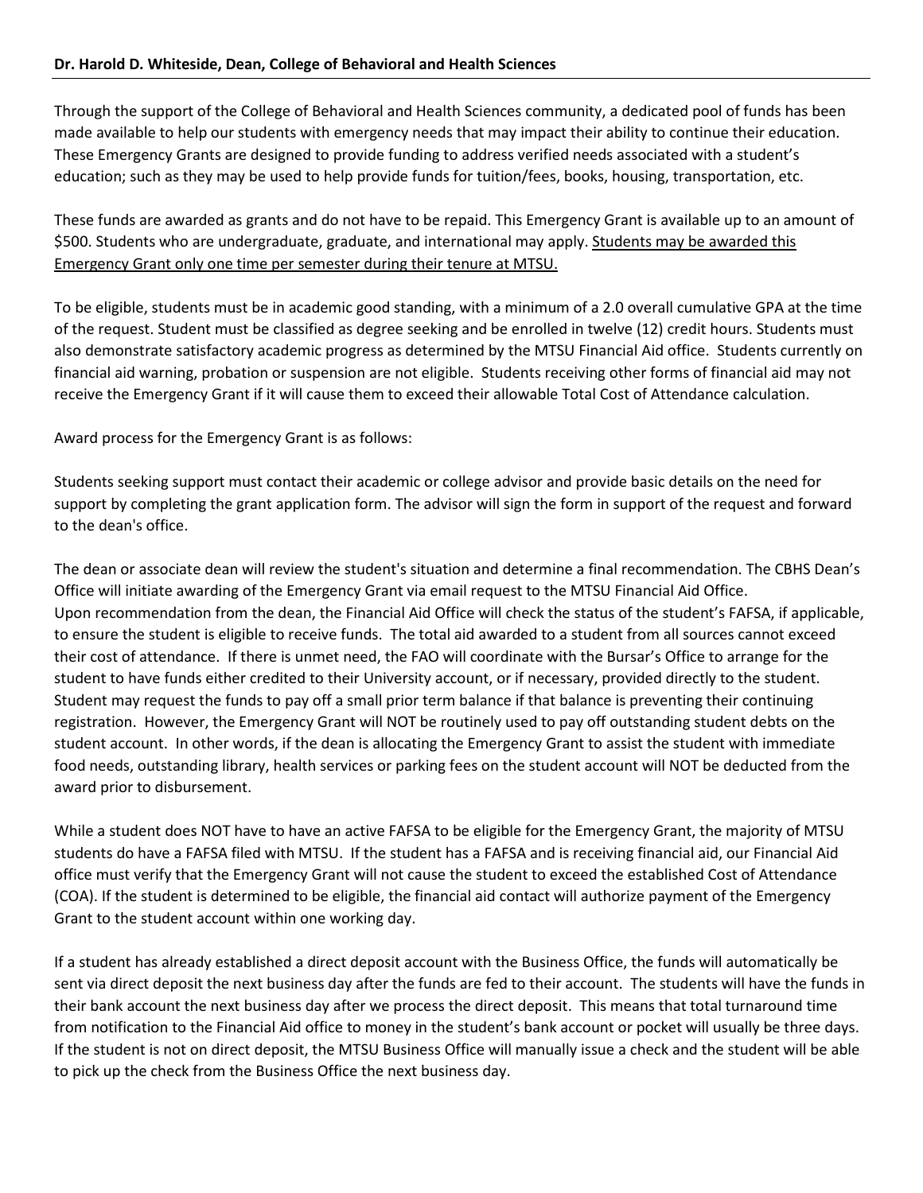**Dr. Harold D. Whiteside, Dean, College of Behavioral and Health Sciences**

---

Through the support of the College of Behavioral and Health Sciences community, a dedicated pool of funds has been made available to help our students with emergency needs that may impact their ability to continue their education. These Emergency Grants are designed to provide funding to address verified needs associated with a student's education; such as they may be used to help provide funds for tuition/fees, books, housing, transportation, etc.

These funds are awarded as grants and do not have to be repaid. This Emergency Grant is available up to an amount of $500. Students who are undergraduate, graduate, and international may apply. <u>Students may be awarded this Emergency Grant only one time per semester during their tenure at MTSU.</u>

To be eligible, students must be in academic good standing, with a minimum of a 2.0 overall cumulative GPA at the time of the request. Student must be classified as degree seeking and be enrolled in twelve (12) credit hours. Students must also demonstrate satisfactory academic progress as determined by the MTSU Financial Aid office. Students currently on financial aid warning, probation or suspension are not eligible. Students receiving other forms of financial aid may not receive the Emergency Grant if it will cause them to exceed their allowable Total Cost of Attendance calculation.

Award process for the Emergency Grant is as follows:

Students seeking support must contact their academic or college advisor and provide basic details on the need for support by completing the grant application form. The advisor will sign the form in support of the request and forward to the dean's office.

The dean or associate dean will review the student's situation and determine a final recommendation. The CBHS Dean's Office will initiate awarding of the Emergency Grant via email request to the MTSU Financial Aid Office. Upon recommendation from the dean, the Financial Aid Office will check the status of the student's FAFSA, if applicable, to ensure the student is eligible to receive funds. The total aid awarded to a student from all sources cannot exceed their cost of attendance. If there is unmet need, the FAO will coordinate with the Bursar's Office to arrange for the student to have funds either credited to their University account, or if necessary, provided directly to the student. Student may request the funds to pay off a small prior term balance if that balance is preventing their continuing registration. However, the Emergency Grant will NOT be routinely used to pay off outstanding student debts on the student account. In other words, if the dean is allocating the Emergency Grant to assist the student with immediate food needs, outstanding library, health services or parking fees on the student account will NOT be deducted from the award prior to disbursement.

While a student does NOT have to have an active FAFSA to be eligible for the Emergency Grant, the majority of MTSU students do have a FAFSA filed with MTSU. If the student has a FAFSA and is receiving financial aid, our Financial Aid office must verify that the Emergency Grant will not cause the student to exceed the established Cost of Attendance (COA). If the student is determined to be eligible, the financial aid contact will authorize payment of the Emergency Grant to the student account within one working day.

If a student has already established a direct deposit account with the Business Office, the funds will automatically be sent via direct deposit the next business day after the funds are fed to their account. The students will have the funds in their bank account the next business day after we process the direct deposit. This means that total turnaround time from notification to the Financial Aid office to money in the student's bank account or pocket will usually be three days. If the student is not on direct deposit, the MTSU Business Office will manually issue a check and the student will be able to pick up the check from the Business Office the next business day.